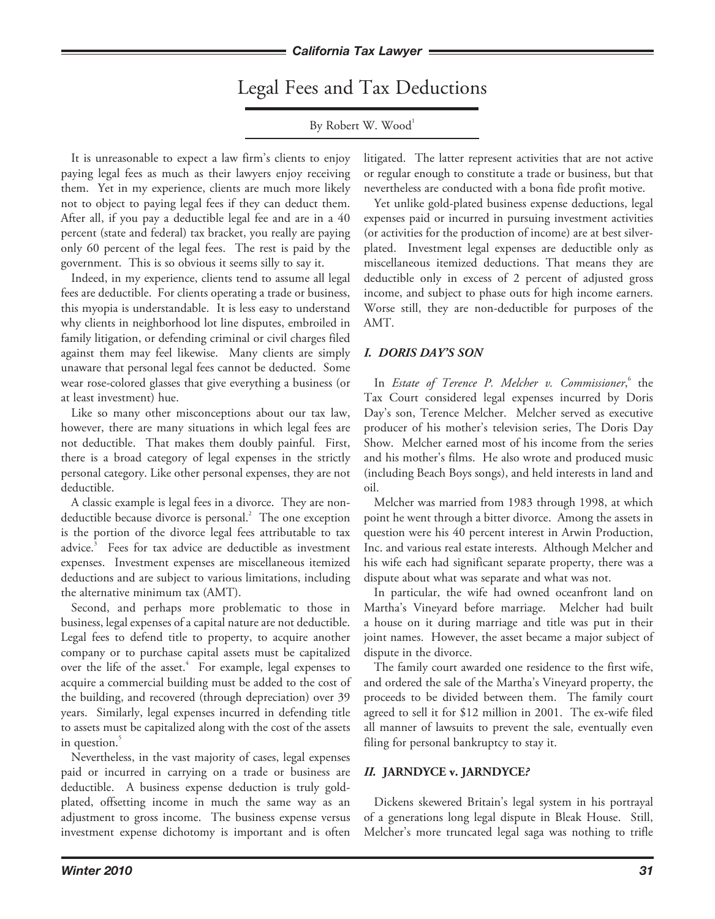# Legal Fees and Tax Deductions

By Robert W. Wood[1]

It is unreasonable to expect a law firm's clients to enjoy paying legal fees as much as their lawyers enjoy receiving them. Yet in my experience, clients are much more likely not to object to paying legal fees if they can deduct them. After all, if you pay a deductible legal fee and are in a 40 percent (state and federal) tax bracket, you really are paying only 60 percent of the legal fees. The rest is paid by the government. This is so obvious it seems silly to say it.

Indeed, in my experience, clients tend to assume all legal fees are deductible. For clients operating a trade or business, this myopia is understandable. It is less easy to understand why clients in neighborhood lot line disputes, embroiled in family litigation, or defending criminal or civil charges filed against them may feel likewise. Many clients are simply unaware that personal legal fees cannot be deducted. Some wear rose-colored glasses that give everything a business (or at least investment) hue.

Like so many other misconceptions about our tax law, however, there are many situations in which legal fees are not deductible. That makes them doubly painful. First, there is a broad category of legal expenses in the strictly personal category. Like other personal expenses, they are not deductible.

A classic example is legal fees in a divorce. They are non-deductible because divorce is personal.[2] The one exception is the portion of the divorce legal fees attributable to tax advice.[3] Fees for tax advice are deductible as investment expenses. Investment expenses are miscellaneous itemized deductions and are subject to various limitations, including the alternative minimum tax (AMT).

Second, and perhaps more problematic to those in business, legal expenses of a capital nature are not deductible. Legal fees to defend title to property, to acquire another company or to purchase capital assets must be capitalized over the life of the asset.[4] For example, legal expenses to acquire a commercial building must be added to the cost of the building, and recovered (through depreciation) over 39 years. Similarly, legal expenses incurred in defending title to assets must be capitalized along with the cost of the assets in question.[5]

Nevertheless, in the vast majority of cases, legal expenses paid or incurred in carrying on a trade or business are deductible. A business expense deduction is truly gold-plated, offsetting income in much the same way as an adjustment to gross income. The business expense versus investment expense dichotomy is important and is often litigated. The latter represent activities that are not active or regular enough to constitute a trade or business, but that nevertheless are conducted with a bona fide profit motive.

Yet unlike gold-plated business expense deductions, legal expenses paid or incurred in pursuing investment activities (or activities for the production of income) are at best silver-plated. Investment legal expenses are deductible only as miscellaneous itemized deductions. That means they are deductible only in excess of 2 percent of adjusted gross income, and subject to phase outs for high income earners. Worse still, they are non-deductible for purposes of the AMT.

## *I. DORIS DAY'S SON*

In *Estate of Terence P. Melcher v. Commissioner*,[6] the Tax Court considered legal expenses incurred by Doris Day's son, Terence Melcher. Melcher served as executive producer of his mother's television series, The Doris Day Show. Melcher earned most of his income from the series and his mother's films. He also wrote and produced music (including Beach Boys songs), and held interests in land and oil.

Melcher was married from 1983 through 1998, at which point he went through a bitter divorce. Among the assets in question were his 40 percent interest in Arwin Production, Inc. and various real estate interests. Although Melcher and his wife each had significant separate property, there was a dispute about what was separate and what was not.

In particular, the wife had owned oceanfront land on Martha's Vineyard before marriage. Melcher had built a house on it during marriage and title was put in their joint names. However, the asset became a major subject of dispute in the divorce.

The family court awarded one residence to the first wife, and ordered the sale of the Martha's Vineyard property, the proceeds to be divided between them. The family court agreed to sell it for $12 million in 2001. The ex-wife filed all manner of lawsuits to prevent the sale, eventually even filing for personal bankruptcy to stay it.

## *II.* JARNDYCE v. JARNDYCE*?*

Dickens skewered Britain's legal system in his portrayal of a generations long legal dispute in Bleak House. Still, Melcher's more truncated legal saga was nothing to trifle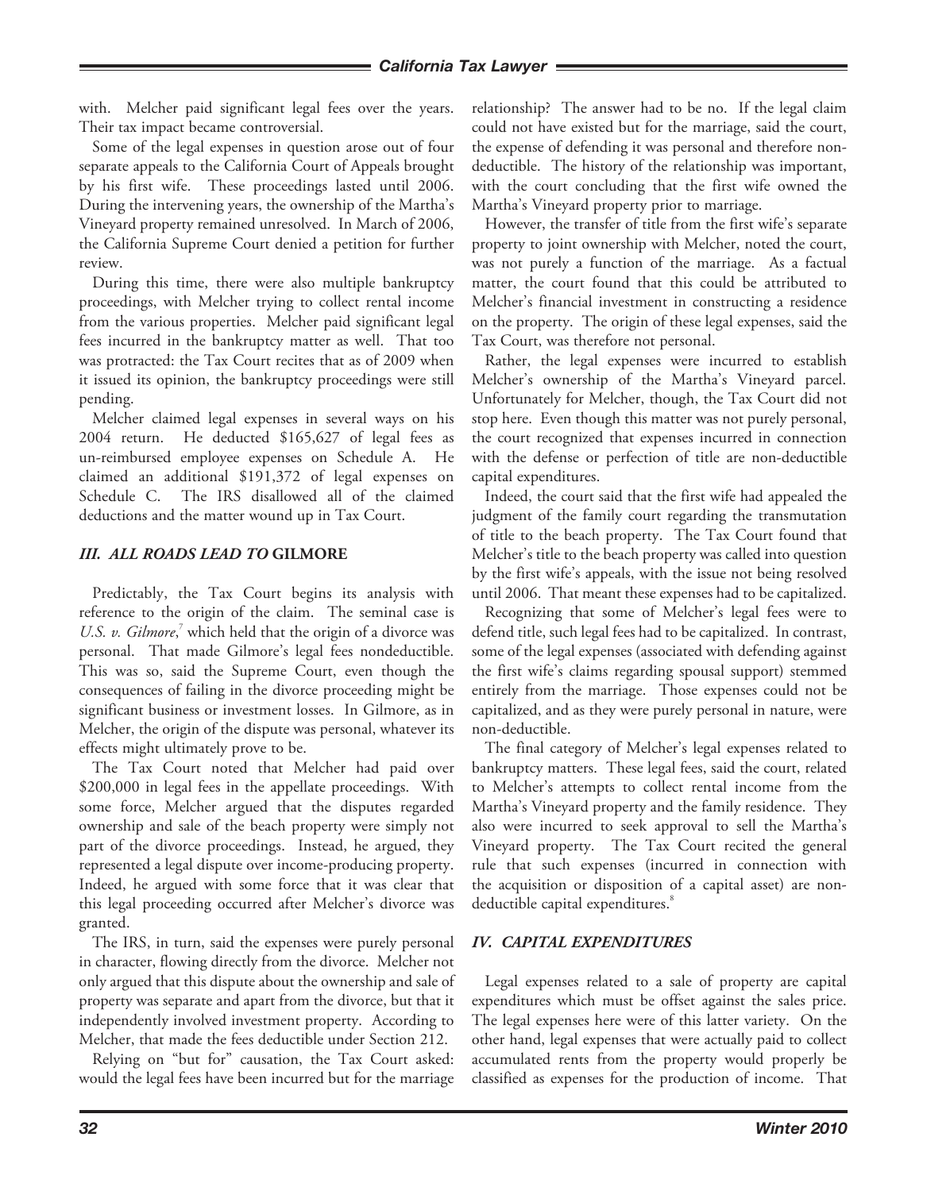with. Melcher paid significant legal fees over the years. Their tax impact became controversial.

Some of the legal expenses in question arose out of four separate appeals to the California Court of Appeals brought by his first wife. These proceedings lasted until 2006. During the intervening years, the ownership of the Martha's Vineyard property remained unresolved. In March of 2006, the California Supreme Court denied a petition for further review.

During this time, there were also multiple bankruptcy proceedings, with Melcher trying to collect rental income from the various properties. Melcher paid significant legal fees incurred in the bankruptcy matter as well. That too was protracted: the Tax Court recites that as of 2009 when it issued its opinion, the bankruptcy proceedings were still pending.

Melcher claimed legal expenses in several ways on his 2004 return. He deducted $165,627 of legal fees as un-reimbursed employee expenses on Schedule A. He claimed an additional $191,372 of legal expenses on Schedule C. The IRS disallowed all of the claimed deductions and the matter wound up in Tax Court.

### *III. ALL ROADS LEAD TO* GILMORE

Predictably, the Tax Court begins its analysis with reference to the origin of the claim. The seminal case is *U.S. v. Gilmore*,[7] which held that the origin of a divorce was personal. That made Gilmore's legal fees nondeductible. This was so, said the Supreme Court, even though the consequences of failing in the divorce proceeding might be significant business or investment losses. In Gilmore, as in Melcher, the origin of the dispute was personal, whatever its effects might ultimately prove to be.

The Tax Court noted that Melcher had paid over $200,000 in legal fees in the appellate proceedings. With some force, Melcher argued that the disputes regarded ownership and sale of the beach property were simply not part of the divorce proceedings. Instead, he argued, they represented a legal dispute over income-producing property. Indeed, he argued with some force that it was clear that this legal proceeding occurred after Melcher's divorce was granted.

The IRS, in turn, said the expenses were purely personal in character, flowing directly from the divorce. Melcher not only argued that this dispute about the ownership and sale of property was separate and apart from the divorce, but that it independently involved investment property. According to Melcher, that made the fees deductible under Section 212.

Relying on "but for" causation, the Tax Court asked: would the legal fees have been incurred but for the marriage relationship? The answer had to be no. If the legal claim could not have existed but for the marriage, said the court, the expense of defending it was personal and therefore non-deductible. The history of the relationship was important, with the court concluding that the first wife owned the Martha's Vineyard property prior to marriage.

However, the transfer of title from the first wife's separate property to joint ownership with Melcher, noted the court, was not purely a function of the marriage. As a factual matter, the court found that this could be attributed to Melcher's financial investment in constructing a residence on the property. The origin of these legal expenses, said the Tax Court, was therefore not personal.

Rather, the legal expenses were incurred to establish Melcher's ownership of the Martha's Vineyard parcel. Unfortunately for Melcher, though, the Tax Court did not stop here. Even though this matter was not purely personal, the court recognized that expenses incurred in connection with the defense or perfection of title are non-deductible capital expenditures.

Indeed, the court said that the first wife had appealed the judgment of the family court regarding the transmutation of title to the beach property. The Tax Court found that Melcher's title to the beach property was called into question by the first wife's appeals, with the issue not being resolved until 2006. That meant these expenses had to be capitalized.

Recognizing that some of Melcher's legal fees were to defend title, such legal fees had to be capitalized. In contrast, some of the legal expenses (associated with defending against the first wife's claims regarding spousal support) stemmed entirely from the marriage. Those expenses could not be capitalized, and as they were purely personal in nature, were non-deductible.

The final category of Melcher's legal expenses related to bankruptcy matters. These legal fees, said the court, related to Melcher's attempts to collect rental income from the Martha's Vineyard property and the family residence. They also were incurred to seek approval to sell the Martha's Vineyard property. The Tax Court recited the general rule that such expenses (incurred in connection with the acquisition or disposition of a capital asset) are non-deductible capital expenditures.[8]

### *IV. CAPITAL EXPENDITURES*

Legal expenses related to a sale of property are capital expenditures which must be offset against the sales price. The legal expenses here were of this latter variety. On the other hand, legal expenses that were actually paid to collect accumulated rents from the property would properly be classified as expenses for the production of income. That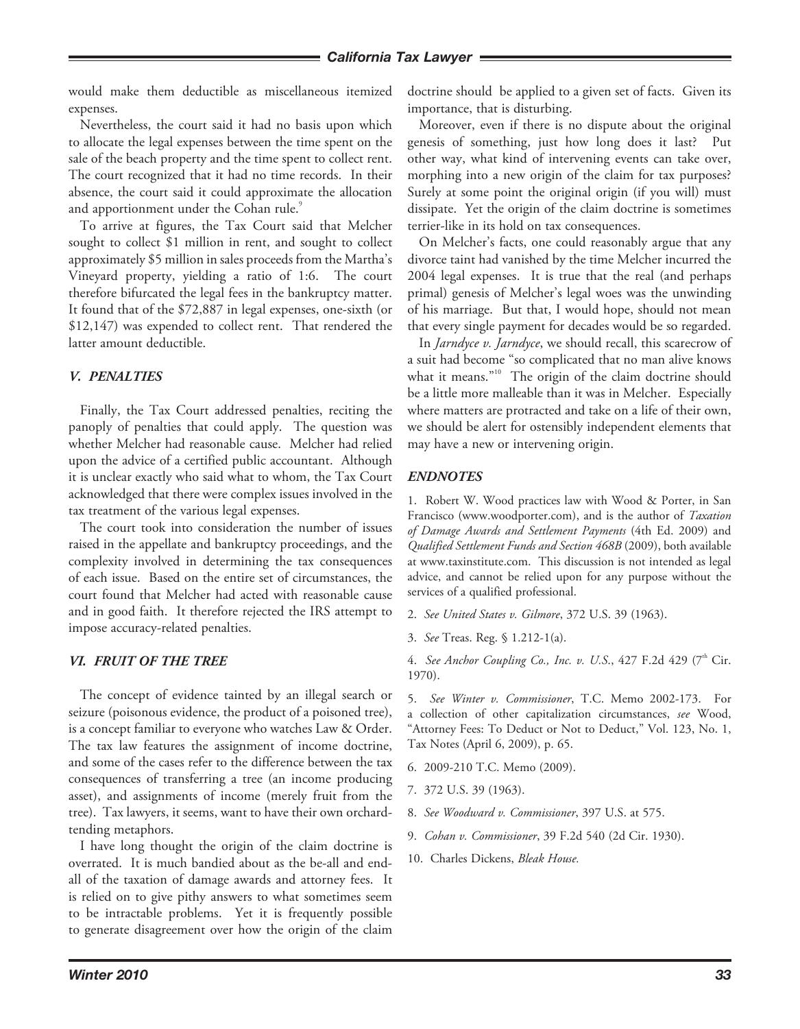would make them deductible as miscellaneous itemized expenses.

Nevertheless, the court said it had no basis upon which to allocate the legal expenses between the time spent on the sale of the beach property and the time spent to collect rent. The court recognized that it had no time records. In their absence, the court said it could approximate the allocation and apportionment under the Cohan rule.[9]

To arrive at figures, the Tax Court said that Melcher sought to collect $1 million in rent, and sought to collect approximately $5 million in sales proceeds from the Martha's Vineyard property, yielding a ratio of 1:6. The court therefore bifurcated the legal fees in the bankruptcy matter. It found that of the $72,887 in legal expenses, one-sixth (or $12,147) was expended to collect rent. That rendered the latter amount deductible.

### *V. PENALTIES*

Finally, the Tax Court addressed penalties, reciting the panoply of penalties that could apply. The question was whether Melcher had reasonable cause. Melcher had relied upon the advice of a certified public accountant. Although it is unclear exactly who said what to whom, the Tax Court acknowledged that there were complex issues involved in the tax treatment of the various legal expenses.

The court took into consideration the number of issues raised in the appellate and bankruptcy proceedings, and the complexity involved in determining the tax consequences of each issue. Based on the entire set of circumstances, the court found that Melcher had acted with reasonable cause and in good faith. It therefore rejected the IRS attempt to impose accuracy-related penalties.

### *VI. FRUIT OF THE TREE*

The concept of evidence tainted by an illegal search or seizure (poisonous evidence, the product of a poisoned tree), is a concept familiar to everyone who watches Law & Order. The tax law features the assignment of income doctrine, and some of the cases refer to the difference between the tax consequences of transferring a tree (an income producing asset), and assignments of income (merely fruit from the tree). Tax lawyers, it seems, want to have their own orchard-tending metaphors.

I have long thought the origin of the claim doctrine is overrated. It is much bandied about as the be-all and end-all of the taxation of damage awards and attorney fees. It is relied on to give pithy answers to what sometimes seem to be intractable problems. Yet it is frequently possible to generate disagreement over how the origin of the claim doctrine should be applied to a given set of facts. Given its importance, that is disturbing.

Moreover, even if there is no dispute about the original genesis of something, just how long does it last? Put other way, what kind of intervening events can take over, morphing into a new origin of the claim for tax purposes? Surely at some point the original origin (if you will) must dissipate. Yet the origin of the claim doctrine is sometimes terrier-like in its hold on tax consequences.

On Melcher's facts, one could reasonably argue that any divorce taint had vanished by the time Melcher incurred the 2004 legal expenses. It is true that the real (and perhaps primal) genesis of Melcher's legal woes was the unwinding of his marriage. But that, I would hope, should not mean that every single payment for decades would be so regarded.

In *Jarndyce v. Jarndyce*, we should recall, this scarecrow of a suit had become "so complicated that no man alive knows what it means."[10] The origin of the claim doctrine should be a little more malleable than it was in Melcher. Especially where matters are protracted and take on a life of their own, we should be alert for ostensibly independent elements that may have a new or intervening origin.

### *ENDNOTES*

1. Robert W. Wood practices law with Wood & Porter, in San Francisco (www.woodporter.com), and is the author of *Taxation of Damage Awards and Settlement Payments* (4th Ed. 2009) and *Qualified Settlement Funds and Section 468B* (2009), both available at www.taxinstitute.com. This discussion is not intended as legal advice, and cannot be relied upon for any purpose without the services of a qualified professional.

2. *See United States v. Gilmore*, 372 U.S. 39 (1963).

3. *See* Treas. Reg. § 1.212-1(a).

4. *See Anchor Coupling Co., Inc. v. U.S.*, 427 F.2d 429 (7th Cir. 1970).

5. *See Winter v. Commissioner*, T.C. Memo 2002-173. For a collection of other capitalization circumstances, *see* Wood, "Attorney Fees: To Deduct or Not to Deduct," Vol. 123, No. 1, Tax Notes (April 6, 2009), p. 65.

6. 2009-210 T.C. Memo (2009).

7. 372 U.S. 39 (1963).

8. *See Woodward v. Commissioner*, 397 U.S. at 575.

9. *Cohan v. Commissioner*, 39 F.2d 540 (2d Cir. 1930).

10. Charles Dickens, *Bleak House.*